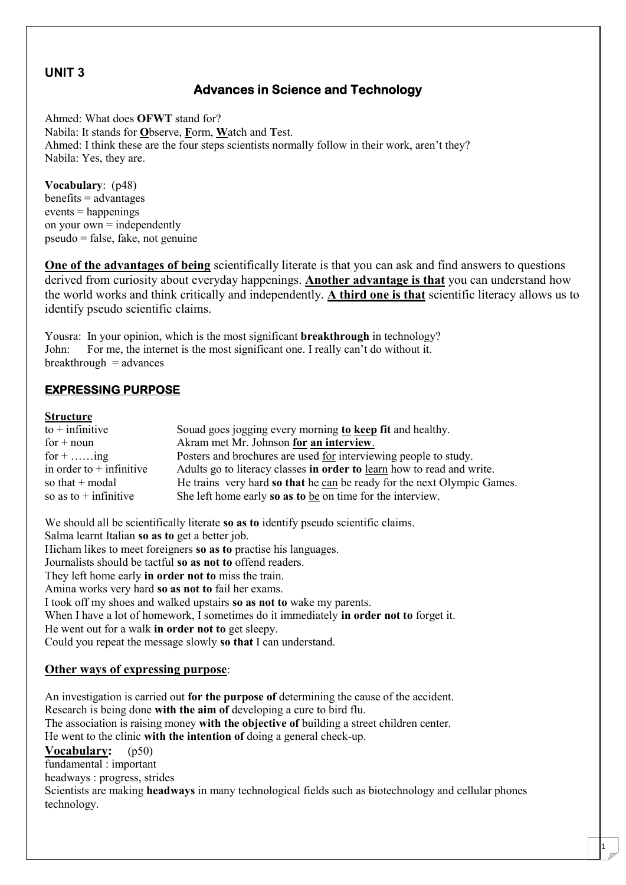## UNIT 3

# Advances in Science and Technology

Ahmed: What does **OFWT** stand for?
Nabila: It stands for **O**bserve, **F**orm, **W**atch and **T**est.
Ahmed: I think these are the four steps scientists normally follow in their work, aren't they?
Nabila: Yes, they are.

**Vocabulary**: (p48)
benefits = advantages
events = happenings
on your own = independently
pseudo = false, fake, not genuine

**One of the advantages of being** scientifically literate is that you can ask and find answers to questions derived from curiosity about everyday happenings. **Another advantage is that** you can understand how the world works and think critically and independently. **A third one is that** scientific literacy allows us to identify pseudo scientific claims.

Yousra: In your opinion, which is the most significant **breakthrough** in technology?
John: For me, the internet is the most significant one. I really can't do without it.
breakthrough = advances

## EXPRESSING PURPOSE

**Structure**

| | |
|---|---|
| to + infinitive | Souad goes jogging every morning **to keep fit** and healthy. |
| for + noun | Akram met Mr. Johnson **for an interview**. |
| for + ……ing | Posters and brochures are used for interviewing people to study. |
| in order to + infinitive | Adults go to literacy classes **in order to** learn how to read and write. |
| so that + modal | He trains very hard **so that** he can be ready for the next Olympic Games. |
| so as to + infinitive | She left home early **so as to** be on time for the interview. |

We should all be scientifically literate **so as to** identify pseudo scientific claims.
Salma learnt Italian **so as to** get a better job.
Hicham likes to meet foreigners **so as to** practise his languages.
Journalists should be tactful **so as not to** offend readers.
They left home early **in order not to** miss the train.
Amina works very hard **so as not to** fail her exams.
I took off my shoes and walked upstairs **so as not to** wake my parents.
When I have a lot of homework, I sometimes do it immediately **in order not to** forget it.
He went out for a walk **in order not to** get sleepy.
Could you repeat the message slowly **so that** I can understand.

**Other ways of expressing purpose**:

An investigation is carried out **for the purpose of** determining the cause of the accident.
Research is being done **with the aim of** developing a cure to bird flu.
The association is raising money **with the objective of** building a street children center.
He went to the clinic **with the intention of** doing a general check-up.

**Vocabulary:** (p50)
fundamental : important
headways : progress, strides
Scientists are making **headways** in many technological fields such as biotechnology and cellular phones technology.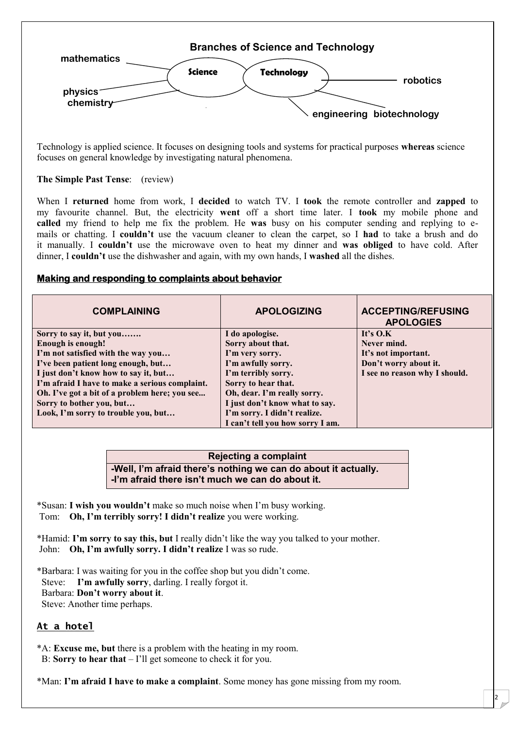## Branches of Science and Technology

Science
Technology
mathematics
physics
chemistry
robotics
engineering
biotechnology

Technology is applied science. It focuses on designing tools and systems for practical purposes **whereas** science focuses on general knowledge by investigating natural phenomena.

**The Simple Past Tense**: (review)

When I **returned** home from work, I **decided** to watch TV. I **took** the remote controller and **zapped** to my favourite channel. But, the electricity **went** off a short time later. I **took** my mobile phone and **called** my friend to help me fix the problem. He **was** busy on his computer sending and replying to e-mails or chatting. I **couldn't** use the vacuum cleaner to clean the carpet, so I **had** to take a brush and do it manually. I **couldn't** use the microwave oven to heat my dinner and **was obliged** to have cold. After dinner, I **couldn't** use the dishwasher and again, with my own hands, I **washed** all the dishes.

## Making and responding to complaints about behavior

| COMPLAINING | APOLOGIZING | ACCEPTING/REFUSING APOLOGIES |
|---|---|---|
| **Sorry to say it, but you…….** | **I do apologise.** | **It's O.K** |
| **Enough is enough!** | **Sorry about that.** | **Never mind.** |
| **I'm not satisfied with the way you…** | **I'm very sorry.** | **It's not important.** |
| **I've been patient long enough, but…** | **I'm awfully sorry.** | **Don't worry about it.** |
| **I just don't know how to say it, but…** | **I'm terribly sorry.** | **I see no reason why I should.** |
| **I'm afraid I have to make a serious complaint.** | **Sorry to hear that.** | |
| **Oh. I've got a bit of a problem here; you see...** | **Oh, dear. I'm really sorry.** | |
| **Sorry to bother you, but…** | **I just don't know what to say.** | |
| **Look, I'm sorry to trouble you, but…** | **I'm sorry. I didn't realize.** | |
| | **I can't tell you how sorry I am.** | |

| Rejecting a complaint |
|---|
| **-Well, I'm afraid there's nothing we can do about it actually.** <br> **-I'm afraid there isn't much we can do about it.** |

*Susan: **I wish you wouldn't** make so much noise when I'm busy working.
Tom: **Oh, I'm terribly sorry! I didn't realize** you were working.

*Hamid: **I'm sorry to say this, but** I really didn't like the way you talked to your mother.
John: **Oh, I'm awfully sorry. I didn't realize** I was so rude.

*Barbara: I was waiting for you in the coffee shop but you didn't come.
Steve: **I'm awfully sorry**, darling. I really forgot it.
Barbara: **Don't worry about it**.
Steve: Another time perhaps.

## At a hotel

*A: **Excuse me, but** there is a problem with the heating in my room.
B: **Sorry to hear that** – I'll get someone to check it for you.

*Man: **I'm afraid I have to make a complaint**. Some money has gone missing from my room.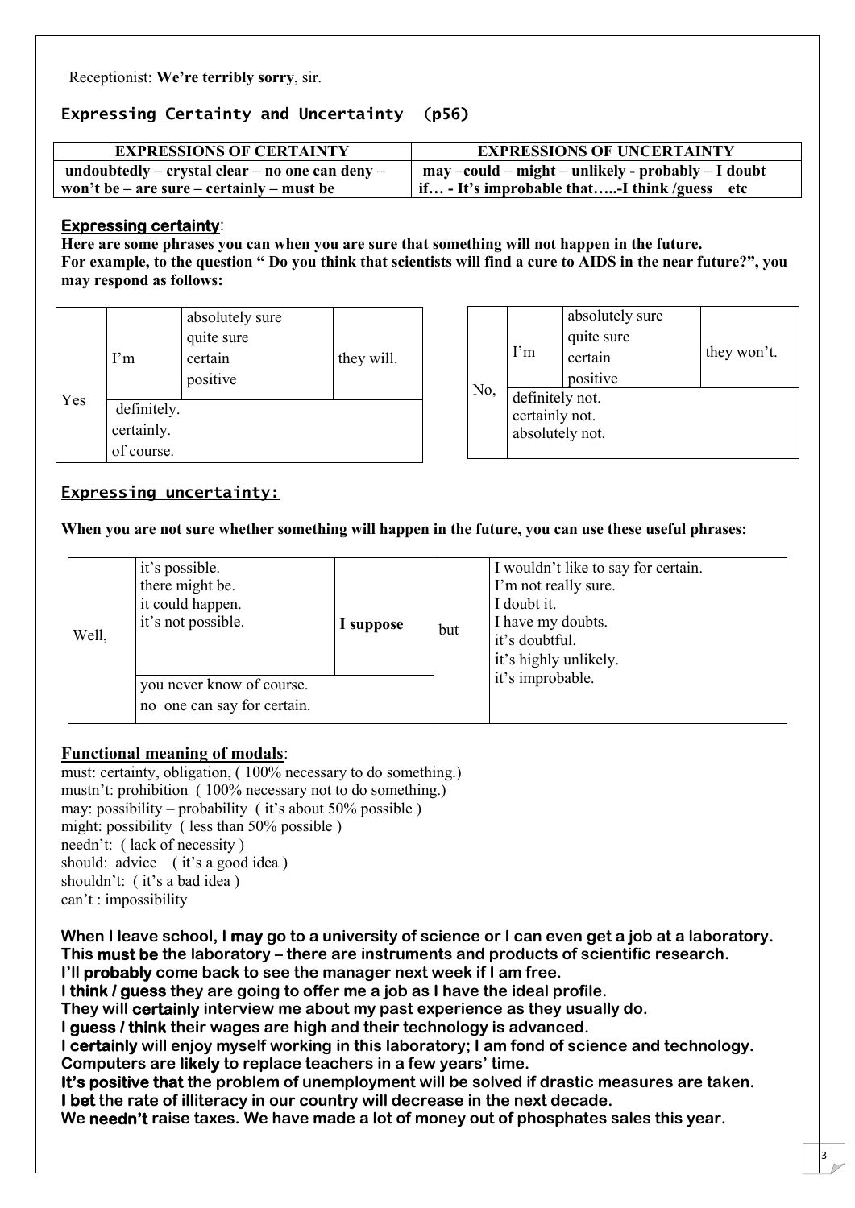Receptionist: **We're terribly sorry**, sir.

## Expressing Certainty and Uncertainty (p56)

| EXPRESSIONS OF CERTAINTY | EXPRESSIONS OF UNCERTAINTY |
|---|---|
| **undoubtedly – crystal clear – no one can deny – won't be – are sure – certainly – must be** | **may –could – might – unlikely - probably – I doubt if… - It's improbable that…..-I think /guess etc** |

### Expressing certainty:

**Here are some phrases you can when you are sure that something will not happen in the future.**
**For example, to the question " Do you think that scientists will find a cure to AIDS in the near future?", you may respond as follows:**

| | | | |
|---|---|---|---|
| Yes | I'm | absolutely sure<br>quite sure<br>certain<br>positive | they will. |
| | definitely.<br>certainly.<br>of course. | | |

| | | | |
|---|---|---|---|
| No, | I'm | absolutely sure<br>quite sure<br>certain<br>positive | they won't. |
| | definitely not.<br>certainly not.<br>absolutely not. | | |

### Expressing uncertainty:

**When you are not sure whether something will happen in the future, you can use these useful phrases:**

| | | | | |
|---|---|---|---|---|
| Well, | it's possible.<br>there might be.<br>it could happen.<br>it's not possible. | **I suppose** | but | I wouldn't like to say for certain.<br>I'm not really sure.<br>I doubt it.<br>I have my doubts.<br>it's doubtful.<br>it's highly unlikely.<br>it's improbable. |
| | you never know of course.<br>no one can say for certain. | | | |

**Functional meaning of modals**:

must: certainty, obligation, ( 100% necessary to do something.)
mustn't: prohibition ( 100% necessary not to do something.)
may: possibility – probability ( it's about 50% possible )
might: possibility ( less than 50% possible )
needn't: ( lack of necessity )
should: advice ( it's a good idea )
shouldn't: ( it's a bad idea )
can't : impossibility

**When I leave school, I may go to a university of science or I can even get a job at a laboratory.**
**This must be the laboratory – there are instruments and products of scientific research.**
**I'll probably come back to see the manager next week if I am free.**
**I think / guess they are going to offer me a job as I have the ideal profile.**
**They will certainly interview me about my past experience as they usually do.**
**I guess / think their wages are high and their technology is advanced.**
**I certainly will enjoy myself working in this laboratory; I am fond of science and technology.**
**Computers are likely to replace teachers in a few years' time.**
**It's positive that the problem of unemployment will be solved if drastic measures are taken.**
**I bet the rate of illiteracy in our country will decrease in the next decade.**
**We needn't raise taxes. We have made a lot of money out of phosphates sales this year.**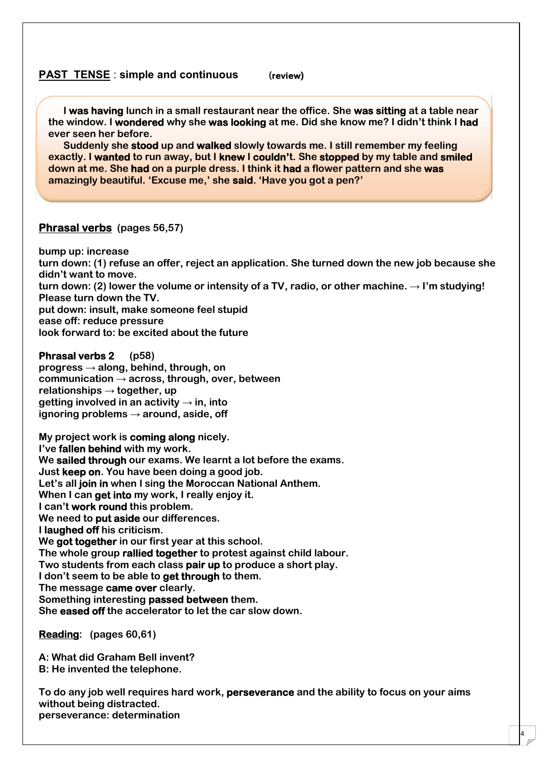**PAST TENSE : simple and continuous** **(review)**

I **was having** lunch in a small restaurant near the office. She **was sitting** at a table near the window. I **wondered** why she **was looking** at me. Did she know me? I didn't think I **had** ever seen her before.

Suddenly she **stood** up and **walked** slowly towards me. I still remember my feeling exactly. I **wanted** to run away, but I **knew** I **couldn't**. She **stopped** by my table and **smiled** down at me. She **had** on a purple dress. I think it **had** a flower pattern and she **was** amazingly beautiful. 'Excuse me,' she **said**. 'Have you got a pen?'

**Phrasal verbs** (pages 56,57)

bump up: increase
turn down: (1) refuse an offer, reject an application. She turned down the new job because she didn't want to move.
turn down: (2) lower the volume or intensity of a TV, radio, or other machine. → I'm studying! Please turn down the TV.
put down: insult, make someone feel stupid
ease off: reduce pressure
look forward to: be excited about the future

**Phrasal verbs 2** (p58)
progress → along, behind, through, on
communication → across, through, over, between
relationships → together, up
getting involved in an activity → in, into
ignoring problems → around, aside, off

My project work is **coming along** nicely.
I've **fallen behind** with my work.
We **sailed through** our exams. We learnt a lot before the exams.
Just **keep on**. You have been doing a good job.
Let's all **join in** when I sing the Moroccan National Anthem.
When I can **get into** my work, I really enjoy it.
I can't **work round** this problem.
We need to **put aside** our differences.
I **laughed off** his criticism.
We **got together** in our first year at this school.
The whole group **rallied together** to protest against child labour.
Two students from each class **pair up** to produce a short play.
I don't seem to be able to **get through** to them.
The message **came over** clearly.
Something interesting **passed between** them.
She **eased off** the accelerator to let the car slow down.

**Reading**: (pages 60,61)

A: What did Graham Bell invent?
B: He invented the telephone.

To do any job well requires hard work, **perseverance** and the ability to focus on your aims without being distracted.
perseverance: determination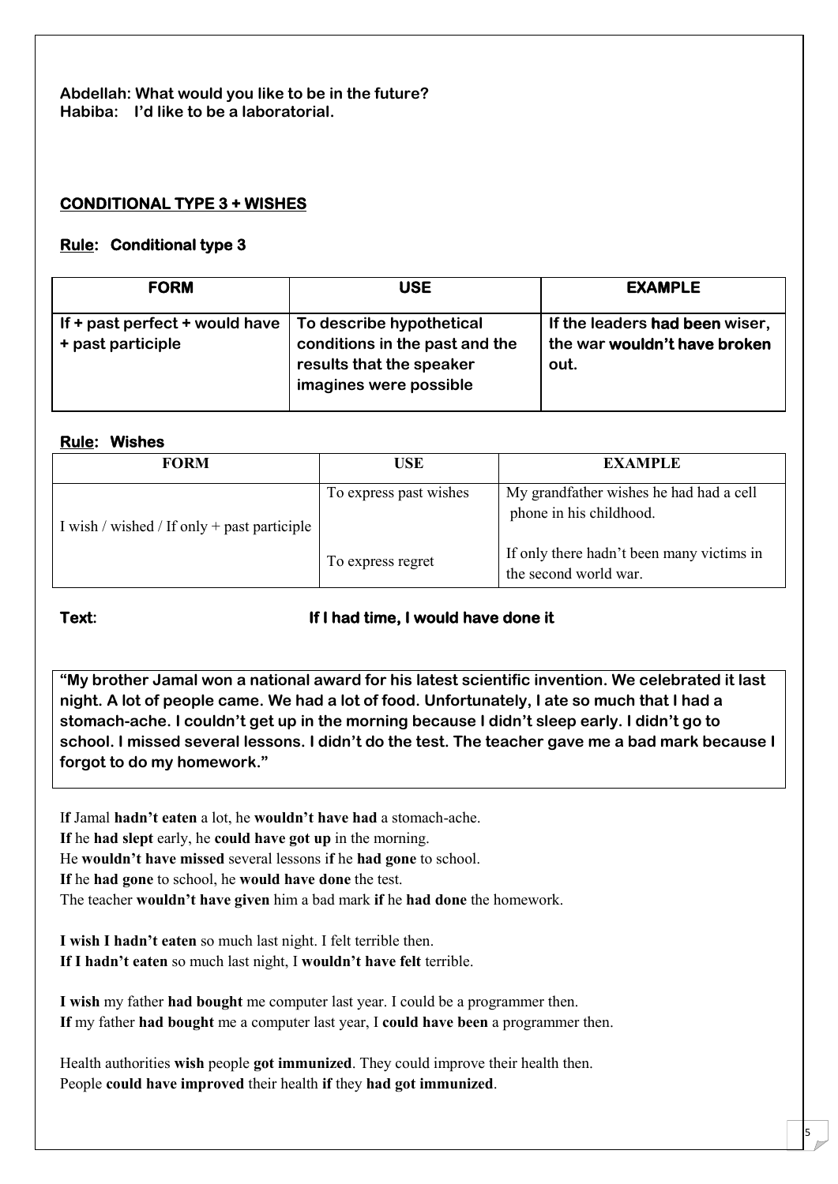**Abdellah: What would you like to be in the future?**
**Habiba: I'd like to be a laboratorial.**

**<u>CONDITIONAL TYPE 3 + WISHES</u>**

**<u>Rule</u>: Conditional type 3**

| FORM | USE | EXAMPLE |
| --- | --- | --- |
| If + past perfect + would have + past participle | To describe hypothetical conditions in the past and the results that the speaker imagines were possible | If the leaders **had been** wiser, the war **wouldn't have broken** out. |

**<u>Rule</u>: Wishes**

| FORM | USE | EXAMPLE |
| --- | --- | --- |
| I wish / wished / If only + past participle | To express past wishes | My grandfather wishes he had had a cell phone in his childhood. |
| | To express regret | If only there hadn't been many victims in the second world war. |

**Text**: **If I had time, I would have done it**

**"My brother Jamal won a national award for his latest scientific invention. We celebrated it last night. A lot of people came. We had a lot of food. Unfortunately, I ate so much that I had a stomach-ache. I couldn't get up in the morning because I didn't sleep early. I didn't go to school. I missed several lessons. I didn't do the test. The teacher gave me a bad mark because I forgot to do my homework."**

If Jamal **hadn't eaten** a lot, he **wouldn't have had** a stomach-ache.
**If** he **had slept** early, he **could have got up** in the morning.
He **wouldn't have missed** several lessons i**f** he **had gone** to school.
**If** he **had gone** to school, he **would have done** the test.
The teacher **wouldn't have given** him a bad mark **if** he **had done** the homework.

**I wish I hadn't eaten** so much last night. I felt terrible then.
**If I hadn't eaten** so much last night, I **wouldn't have felt** terrible.

**I wish** my father **had bought** me computer last year. I could be a programmer then.
**If** my father **had bought** me a computer last year, I **could have been** a programmer then.

Health authorities **wish** people **got immunized**. They could improve their health then.
People **could have improved** their health **if** they **had got immunized**.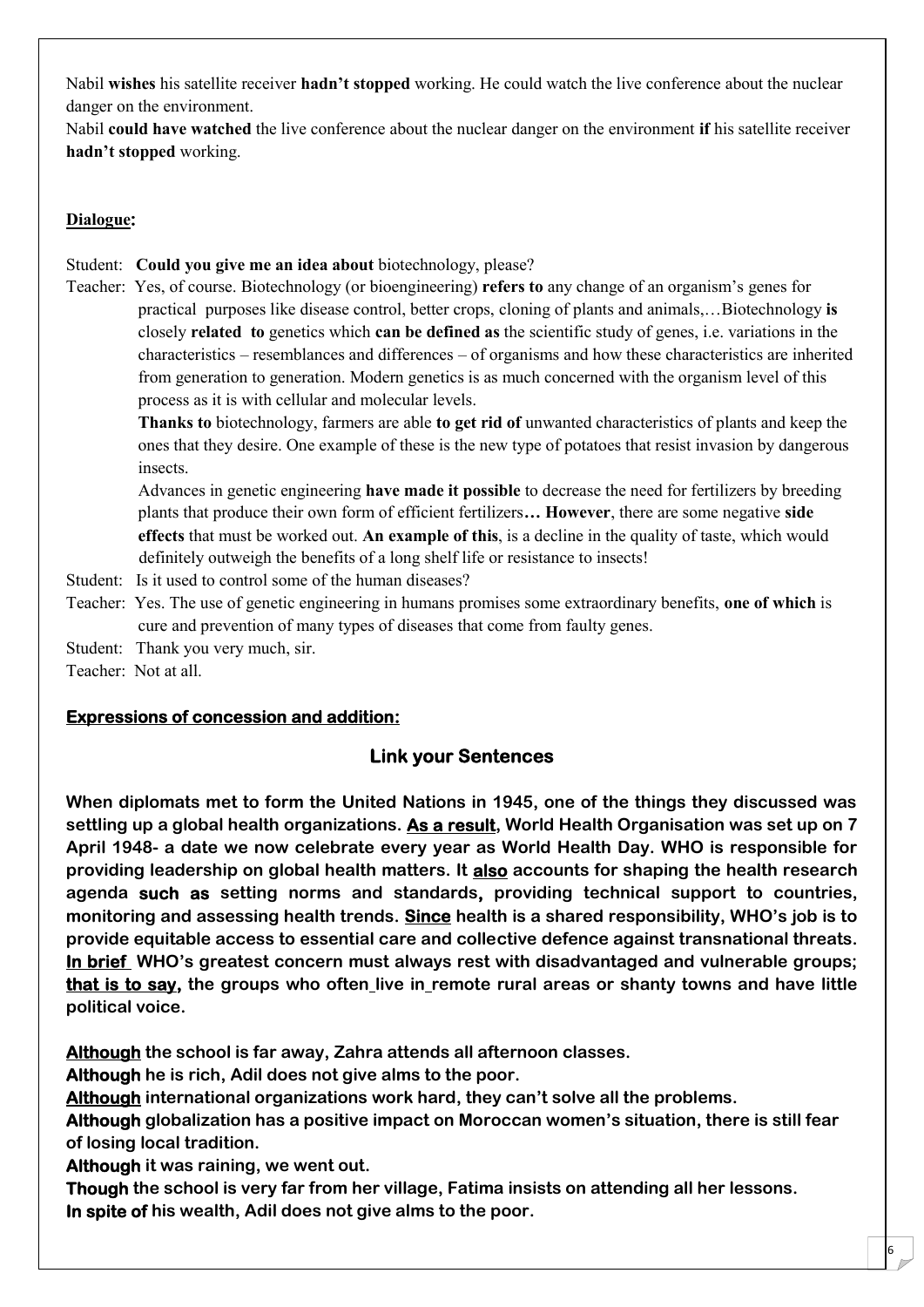Nabil **wishes** his satellite receiver **hadn't stopped** working. He could watch the live conference about the nuclear danger on the environment.

Nabil **could have watched** the live conference about the nuclear danger on the environment **if** his satellite receiver **hadn't stopped** working.

**Dialogue:**

Student: **Could you give me an idea about** biotechnology, please?

Teacher: Yes, of course. Biotechnology (or bioengineering) **refers to** any change of an organism's genes for practical purposes like disease control, better crops, cloning of plants and animals,…Biotechnology **is** closely **related to** genetics which **can be defined as** the scientific study of genes, i.e. variations in the characteristics – resemblances and differences – of organisms and how these characteristics are inherited from generation to generation. Modern genetics is as much concerned with the organism level of this process as it is with cellular and molecular levels.

**Thanks to** biotechnology, farmers are able **to get rid of** unwanted characteristics of plants and keep the ones that they desire. One example of these is the new type of potatoes that resist invasion by dangerous insects.

Advances in genetic engineering **have made it possible** to decrease the need for fertilizers by breeding plants that produce their own form of efficient fertilizers**… However**, there are some negative **side effects** that must be worked out. **An example of this**, is a decline in the quality of taste, which would definitely outweigh the benefits of a long shelf life or resistance to insects!

Student: Is it used to control some of the human diseases?

Teacher: Yes. The use of genetic engineering in humans promises some extraordinary benefits, **one of which** is cure and prevention of many types of diseases that come from faulty genes.

Student: Thank you very much, sir.

Teacher: Not at all.

**Expressions of concession and addition:**

## Link your Sentences

**When diplomats met to form the United Nations in 1945, one of the things they discussed was settling up a global health organizations. As a result, World Health Organisation was set up on 7 April 1948- a date we now celebrate every year as World Health Day. WHO is responsible for providing leadership on global health matters. It also accounts for shaping the health research agenda such as setting norms and standards, providing technical support to countries, monitoring and assessing health trends. Since health is a shared responsibility, WHO's job is to provide equitable access to essential care and collective defence against transnational threats. In brief WHO's greatest concern must always rest with disadvantaged and vulnerable groups; that is to say, the groups who often live in remote rural areas or shanty towns and have little political voice.**

**Although the school is far away, Zahra attends all afternoon classes.**
**Although he is rich, Adil does not give alms to the poor.**
**Although international organizations work hard, they can't solve all the problems.**
**Although globalization has a positive impact on Moroccan women's situation, there is still fear of losing local tradition.**
**Although it was raining, we went out.**
**Though the school is very far from her village, Fatima insists on attending all her lessons.**
**In spite of his wealth, Adil does not give alms to the poor.**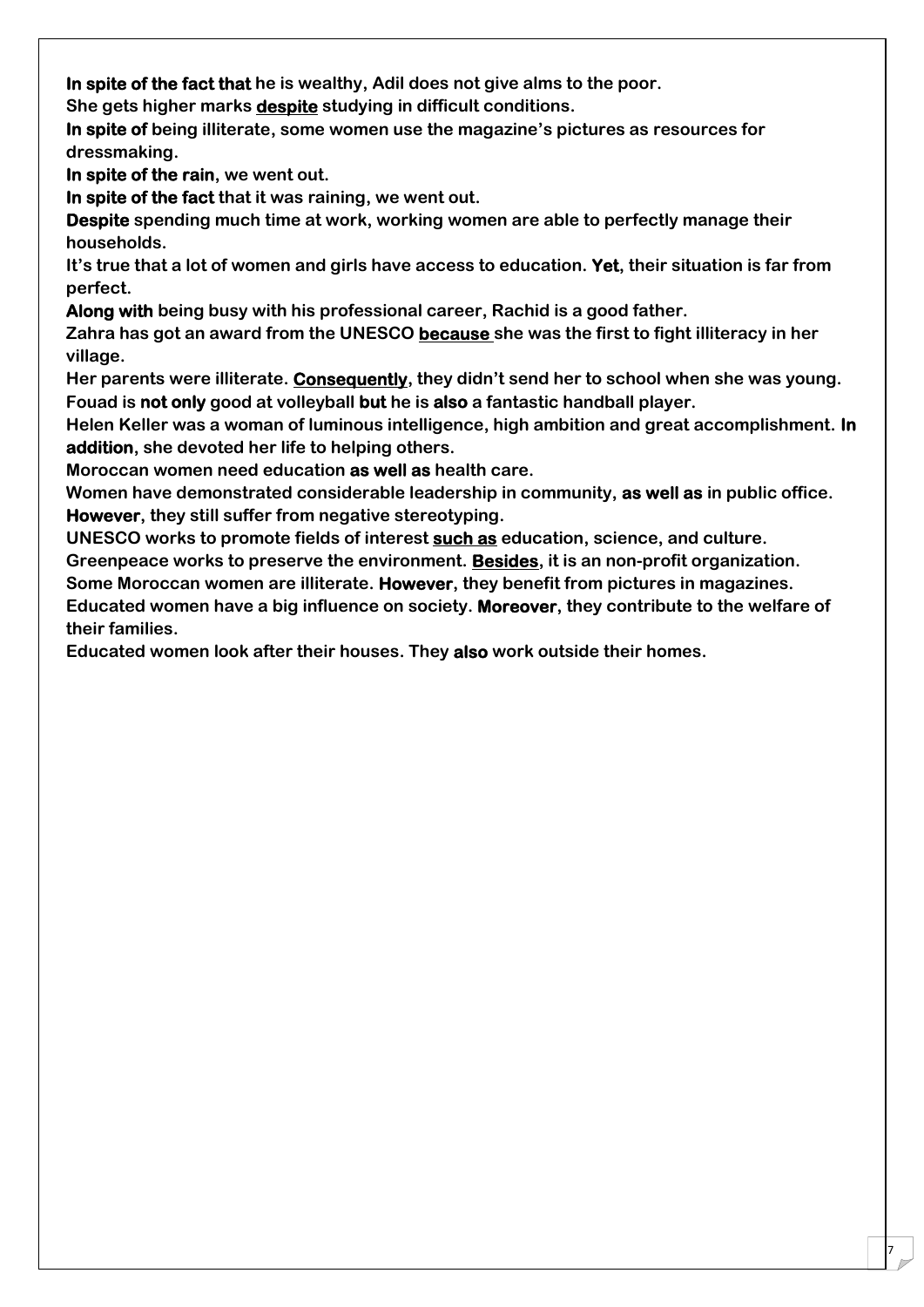**In spite of the fact that** he is wealthy, Adil does not give alms to the poor.
She gets higher marks **despite** studying in difficult conditions.
**In spite of** being illiterate, some women use the magazine's pictures as resources for dressmaking.
**In spite of the rain**, we went out.
**In spite of the fact** that it was raining, we went out.
**Despite** spending much time at work, working women are able to perfectly manage their households.
It's true that a lot of women and girls have access to education. **Yet**, their situation is far from perfect.
**Along with** being busy with his professional career, Rachid is a good father.
Zahra has got an award from the UNESCO **because** she was the first to fight illiteracy in her village.
Her parents were illiterate. **Consequently**, they didn't send her to school when she was young.
Fouad is **not only** good at volleyball **but** he is **also** a fantastic handball player.
Helen Keller was a woman of luminous intelligence, high ambition and great accomplishment. **In addition**, she devoted her life to helping others.
Moroccan women need education **as well as** health care.
Women have demonstrated considerable leadership in community, **as well as** in public office. **However**, they still suffer from negative stereotyping.
UNESCO works to promote fields of interest **such as** education, science, and culture.
Greenpeace works to preserve the environment. **Besides**, it is an non-profit organization.
Some Moroccan women are illiterate. **However**, they benefit from pictures in magazines.
Educated women have a big influence on society. **Moreover**, they contribute to the welfare of their families.
Educated women look after their houses. They **also** work outside their homes.